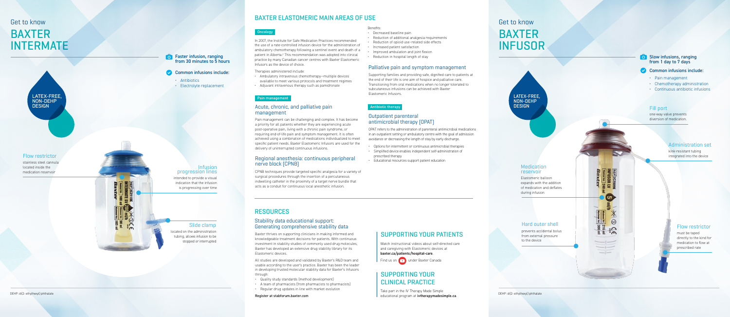# Get to know BAXTER INTERMATE

LATEX-FREE, NON-DEHP DESIGN

**Faster infusion, ranging from 30 minutes to 5 hours**

**Common infusions include:**

- Antibiotics
- Electrolyte replacement

### Flow restrictor

stainless steel cannula located inside the medication reservoir

### Infusion progression lines

intended to provide a visual indication that the infusion is progressing over time

### Slide clamp

located on the administration tubing, allows infusion to be stopped or interrupted

DEHP: di(2- ethylhexyl) phthalate

## BAXTER ELASTOMERIC MAIN AREAS OF USE

**Oncology**

In 2007, the Institute for Safe Medication Practices recommended the use of a rate-controlled infusion device for the administration of ambulatory chemotherapy following a sentinel event and death of a patient in Alberta.[2] This recommendation was adopted into clinical practice by many Canadian cancer centres with Baxter Elastomeric Infusors as the device of choice.

Therapies administered include:

- Ambulatory intravenous chemotherapy—multiple devices available to meet various protocols and treatment regimes
- Adjuvant intravenous therapy such as pamidronate

**Pain management**

### Acute, chronic, and palliative pain management

Pain management can be challenging and complex. It has become a priority for all patients whether they are experiencing acute post-operative pain, living with a chronic pain syndrome, or requiring end-of-life pain and symptom management. It is often achieved using a combination of medications individualized to meet specific patient needs. Baxter Elastomeric Infusors are used for the delivery of uninterrupted continuous infusions.

### Regional anesthesia: continuous peripheral nerve block (CPNB)

CPNB techniques provide targeted specific analgesia for a variety of surgical procedures through the insertion of a percutaneous indwelling catheter in the proximity of a target nerve bundle that acts as a conduit for continuous local anesthetic infusion.

Benefits:

- Decreased baseline pain
- Reduction of additional analgesia requirements
- Reduction of opioid use–related side effects
- Increased patient satisfaction
- Improved ambulation and joint flexion
- Reduction in hospital length of stay

### Palliative pain and symptom management

Supporting families and providing safe, dignified care to patients at the end of their life is one aim of hospice and palliative care. Transitioning from oral medications when no longer tolerated to subcutaneous infusions can be achieved with Baxter Elastomeric Infusors.

**Antibiotic therapy**

### Outpatient parenteral antimicrobial therapy (OPAT)

OPAT refers to the administration of parenteral antimicrobial medications in an outpatient setting or ambulatory centre with the goal of admission avoidance or decreasing the length of stay by early discharge.

- Options for intermittent or continuous antimicrobial therapies
- Simplified device enables independent self-administration of prescribed therapy
- Educational resources support patient education

## RESOURCES

### Stability data educational support: Generating comprehensive stability data

Baxter thrives on supporting clinicians in making informed and knowledgeable treatment decisions for patients. With continuous investment in stability studies of commonly used drug molecules, Baxter has developed an extensive drug stability library for its Elastomeric devices.

All studies are developed and validated by Baxter's R&D team and usable according to the user's practice. Baxter has been the leader in developing trusted molecular stability data for Baxter's Infusors through:

- Quality study standards (method development)
- A team of pharmacists (from pharmacists to pharmacists)
- Regular drug updates in line with market evolution

Register at stabforum.baxter.com

## SUPPORTING YOUR PATIENTS

Watch instructional videos about self-directed care and caregiving with Elastomeric devices at **baxter.ca/patients/hospital-care**.

Find us on YouTube under Baxter Canada

## SUPPORTING YOUR CLINICAL PRACTICE

Take part in the IV Therapy Made Simple educational program at **ivtherapymadesimple.ca**.

# Get to know BAXTER INFUSOR

LATEX-FREE, NON-DEHP DESIGN

**Slow infusions, ranging from 1 day to 7 days**

**Common infusions include:**

- Pain management
- Chemotherapy administration
- Continuous antibiotic infusions

### Fill port

one-way valve prevents diversion of medication.

### Administration set

kink-resistant tubing integrated into the device

### Medication reservoir

Elastomeric balloon expands with the addition of medication and deflates during infusion

### Hard outer shell

prevents accidental bolus from external pressure to the device

### Flow restrictor

must be taped directly to the kind for medication to flow at prescribed rate

DEHP: di(2- ethylhexyl) phthalate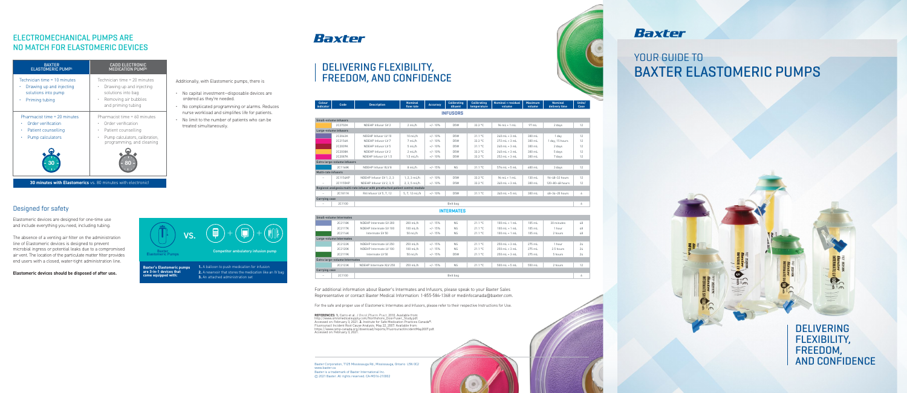## ELECTROMECHANICAL PUMPS ARE NO MATCH FOR ELASTOMERIC DEVICES

| BAXTER ELASTOMERIC PUMP[1] | CADD ELECTRONIC MEDICATION PUMP[1] |
|---|---|
| Technician time = 10 minutes<br>• Drawing up and injecting solutions into pump<br>• Priming tubing | Technician time = 20 minutes<br>• Drawing up and injecting solutions into bag<br>• Removing air bubbles and priming tubing |
| Pharmacist time = 20 minutes<br>• Order verification<br>• Patient counselling<br>• Pump calculators | Pharmacist time = 60 minutes<br>• Order verification<br>• Patient counselling<br>• Pump calculators, calibration, programming, and cleaning |
| 30 | 80 |

**30 minutes with Elastomerics** vs. 80 minutes with electronic!

Additionally, with Elastomeric pumps, there is:

- No capital investment—disposable devices are ordered as they're needed.
- No complicated programming or alarms. Reduces nurse workload and simplifies life for patients.
- No limit to the number of patients who can be treated simultaneously.

### Designed for safety

Elastomeric devices are designed for one-time use and include everything you need, including tubing.

The absence of a venting air filter on the administration line of Elastomeric devices is designed to prevent microbial ingress or potential leaks due to a compromised air vent. The location of the particulate matter filter provides end users with a closed, water-tight administration line.

**Elastomeric devices should be disposed of after use.**

Baxter Elastomeric Pumps VS. Competitor ambulatory infusion pump

**Baxter's Elastomeric pumps are 3-in-1 devices that come equipped with:**

**1.** A balloon to push medication for infusion
**2.** A reservoir that stores the medication like an IV bag
**3.** An attached administration set

Baxter

# DELIVERING FLEXIBILITY, FREEDOM, AND CONFIDENCE

| Colour indicator | Code | Description | Nominal flow rate | Accuracy | Calibrating diluent | Calibrating temperature | Nominal + residual volume | Maximum volume | Nominal delivery time | Units/Case |
|---|---|---|---|---|---|---|---|---|---|---|
| **INFUSORS** | | | | | | | | | | |
| **Small-volume infusors** | | | | | | | | | | |
| | 2C3702K | NDEHP Infusor SV 2 | 2 mL/h | +/- 10% | D5W | 33.3 °C | 96 mL + 1 mL | 97 mL | 2 days | 12 |
| **Large-volume infusors** | | | | | | | | | | |
| | 2C3043K | NDEHP Infusor LV 10 | 10 mL/h | +/- 10% | D5W | 33.3 °C | 240 mL + 3 mL | 300 mL | 1 day | 12 |
| | 2C2156K | NDEHP Infusor LV 7 | 7 mL/h | +/- 10% | D5W | 33.3 °C | 272 mL + 3 mL | 300 mL | 1 day, 15 hours | 12 |
| | 2C3009K | NDEHP Infusor LV 5 | 5 mL/h | +/- 10% | D5W | 33.3 °C | 240 mL + 3 mL | 300 mL | 2 days | 12 |
| | 2C3008K | NDEHP Infusor LV 2 | 2 mL/h | +/- 10% | D5W | 33.3 °C | 240 mL + 3 mL | 300 mL | 5 days | 12 |
| | 2C3087K | NDEHP Infusor LV 1.5 | 1.5 mL/h | +/- 10% | D5W | 33.3 °C | 252 mL + 3 mL | 300 mL | 7 days | 12 |
| **Extra large-volume infusors** | | | | | | | | | | |
| | 2C1146K | NDEHP Infusor XLV 8 | 8 mL/h | +/- 10% | NS | 31.1 °C | 576 mL + 5 mL | 600 mL | 3 days | 12 |
| **Multi-rate infusors** | | | | | | | | | | |
| – | 2C1154KP | NDEHP Infusor SV 1, 2, 3 | 1, 2, 3 mL/h | +/- 10% | D5W | 33.3 °C | 96 mL + 1 mL | 130 mL | 96–48–32 hours | 12 |
| – | 2C1155KP | NDEHP Infusor LV 2, 3, 5 | 2, 3, 5 mL/h | +/- 10% | D5W | 33.3 °C | 240 mL + 3 mL | 300 mL | 120–80–48 hours | 12 |
| **Regional analgesia multi-rate infusor with preattached patient control module** | | | | | | | | | | |
| – | 2C1011K | RA Infusor LV 5, 7, 12 | 5, 7, 12 mL/h | +/- 10% | D5W | 31.1 °C | 240 mL + 5 mL | 300 mL | 48–34–20 hours | 6 |
| **Carrying case** | | | | | | | | | | |
| – | 2C1100 | Belt bag | | | | | | | | 6 |
| **INTERMATES** | | | | | | | | | | |
| **Small-volume Intermates** | | | | | | | | | | |
| | 2C2118K | NDEHP Intermate SV 200 | 200 mL/h | +/- 10% | NS | 21.1 °C | 100 mL + 1 mL | 105 mL | 30 minutes | 48 |
| | 2C2117K | NDEHP Intermate SV 100 | 100 mL/h | +/- 10% | NS | 21.1 °C | 100 mL + 1 mL | 105 mL | 1 hour | 48 |
| | 2C2116K | Intermate SV 50 | 50 mL/h | +/- 10% | NS | 21.1 °C | 100 mL + 1 mL | 105 mL | 2 hours | 48 |
| **Large-volume Intermates** | | | | | | | | | | |
| – | 2C2122K | NDEHP Intermate LV 250 | 250 mL/h | +/- 10% | NS | 21.1 °C | 250 mL + 3 mL | 275 mL | 1 hour | 24 |
| | 2C2120K | NDEHP Intermate LV 100 | 100 mL/h | +/- 10% | NS | 21.1 °C | 250 mL + 3 mL | 275 mL | 2.5 hours | 24 |
| | 2C2119K | Intermate LV 50 | 50 mL/h | +/- 10% | D5W | 21.1 °C | 250 mL + 3 mL | 275 mL | 5 hours | 24 |
| **Extra large-volume Intermates** | | | | | | | | | | |
| | 2C2123K | NDEHP Intermate XLV 250 | 250 mL/h | +/- 10% | NS | 21.1 °C | 500 mL + 5 mL | 550 mL | 2 hours | 12 |
| **Carrying case** | | | | | | | | | | |
| – | 2C1100 | Belt bag | | | | | | | | 6 |

For additional information about Baxter's Intermates and Infusors, please speak to your Baxter Sales Representative or contact Baxter Medical Information: 1-855-584-1368 or medinfocanada@baxter.com.

For the safe and proper use of Elastomeric Intermates and Infusors, please refer to their respective Instructions for Use.

**REFERENCES: 1.** Darro et al. *J Oncol Pharm Pract*. 2010. Available from: http://www.omnimedicalsupply.com/Northshore_Dose-Fuser_Study.pdf. Accessed on: February 3, 2021. **2.** Institute for Safe Medication Practices Canada®. Fluorouracil Incident Root Cause Analysis. May 22, 2007. Available from: https://www.ismp-canada.org/download/reports/FluorouracilIncidentMay2007.pdf. Accessed on: February 3, 2021.

Baxter Corporation, 7125 Mississauga Rd., Mississauga, Ontario L5N 0C2
www.baxter.ca
Baxter is a trademark of Baxter International Inc.
© 2021 Baxter. All rights reserved. CA-MD16-210002

Baxter

# YOUR GUIDE TO BAXTER ELASTOMERIC PUMPS

## DELIVERING FLEXIBILITY, FREEDOM, AND CONFIDENCE